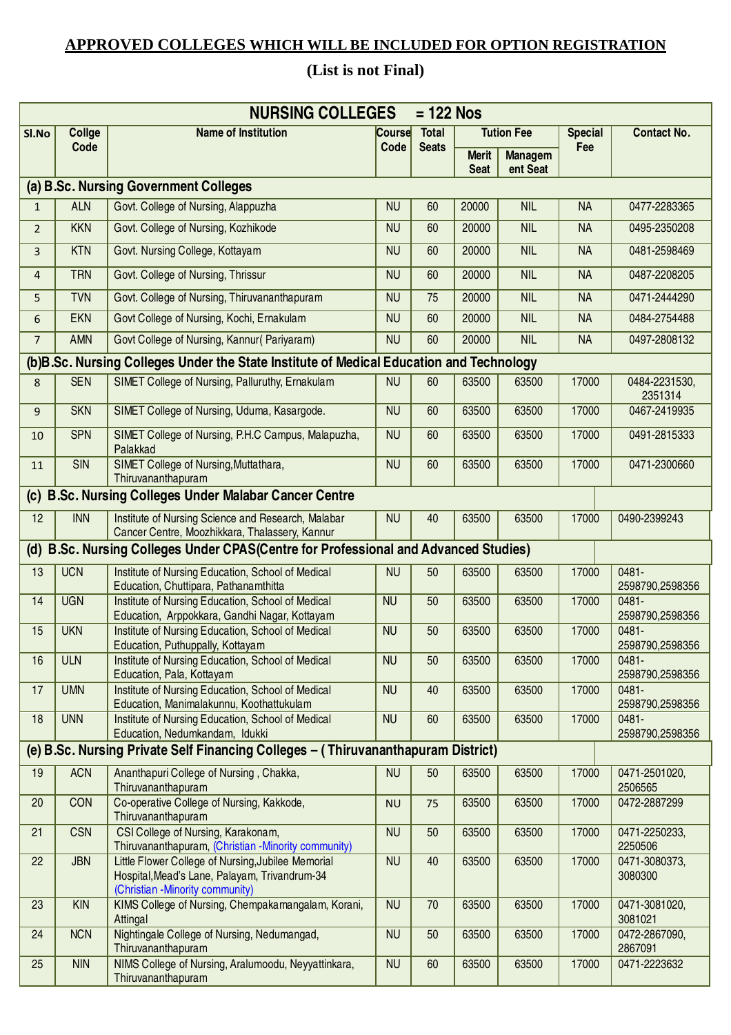**APPROVED COLLEGES WHICH WILL BE INCLUDED FOR OPTION REGISTRATION**

**(List is not Final)**

| NURSING COLLEGES = 122 Nos | | | | | | | | |
|---|---|---|---|---|---|---|---|---|
| Sl.No | Collge Code | Name of Institution | Course Code | Total Seats | Tution Fee | | Special Fee | Contact No. |
| | | | | | Merit Seat | Management Seat | | |
| **(a) B.Sc. Nursing Government Colleges** | | | | | | | | |
| 1 | ALN | Govt. College of Nursing, Alappuzha | NU | 60 | 20000 | NIL | NA | 0477-2283365 |
| 2 | KKN | Govt. College of Nursing, Kozhikode | NU | 60 | 20000 | NIL | NA | 0495-2350208 |
| 3 | KTN | Govt. Nursing College, Kottayam | NU | 60 | 20000 | NIL | NA | 0481-2598469 |
| 4 | TRN | Govt. College of Nursing, Thrissur | NU | 60 | 20000 | NIL | NA | 0487-2208205 |
| 5 | TVN | Govt. College of Nursing, Thiruvananthapuram | NU | 75 | 20000 | NIL | NA | 0471-2444290 |
| 6 | EKN | Govt College of Nursing, Kochi, Ernakulam | NU | 60 | 20000 | NIL | NA | 0484-2754488 |
| 7 | AMN | Govt College of Nursing, Kannur( Pariyaram) | NU | 60 | 20000 | NIL | NA | 0497-2808132 |
| **(b)B.Sc. Nursing Colleges Under the State Institute of Medical Education and Technology** | | | | | | | | |
| 8 | SEN | SIMET College of Nursing, Palluruthy, Ernakulam | NU | 60 | 63500 | 63500 | 17000 | 0484-2231530, 2351314 |
| 9 | SKN | SIMET College of Nursing, Uduma, Kasargode. | NU | 60 | 63500 | 63500 | 17000 | 0467-2419935 |
| 10 | SPN | SIMET College of Nursing, P.H.C Campus, Malapuzha, Palakkad | NU | 60 | 63500 | 63500 | 17000 | 0491-2815333 |
| 11 | SIN | SIMET College of Nursing,Muttathara, Thiruvananthapuram | NU | 60 | 63500 | 63500 | 17000 | 0471-2300660 |
| **(c) B.Sc. Nursing Colleges Under Malabar Cancer Centre** | | | | | | | | |
| 12 | INN | Institute of Nursing Science and Research, Malabar Cancer Centre, Moozhikkara, Thalassery, Kannur | NU | 40 | 63500 | 63500 | 17000 | 0490-2399243 |
| **(d) B.Sc. Nursing Colleges Under CPAS(Centre for Professional and Advanced Studies)** | | | | | | | | |
| 13 | UCN | Institute of Nursing Education, School of Medical Education, Chuttipara, Pathanamthitta | NU | 50 | 63500 | 63500 | 17000 | 0481-2598790,2598356 |
| 14 | UGN | Institute of Nursing Education, School of Medical Education, Arppokkara, Gandhi Nagar, Kottayam | NU | 50 | 63500 | 63500 | 17000 | 0481-2598790,2598356 |
| 15 | UKN | Institute of Nursing Education, School of Medical Education, Puthuppally, Kottayam | NU | 50 | 63500 | 63500 | 17000 | 0481-2598790,2598356 |
| 16 | ULN | Institute of Nursing Education, School of Medical Education, Pala, Kottayam | NU | 50 | 63500 | 63500 | 17000 | 0481-2598790,2598356 |
| 17 | UMN | Institute of Nursing Education, School of Medical Education, Manimalakunnu, Koothattukulam | NU | 40 | 63500 | 63500 | 17000 | 0481-2598790,2598356 |
| 18 | UNN | Institute of Nursing Education, School of Medical Education, Nedumkandam, Idukki | NU | 60 | 63500 | 63500 | 17000 | 0481-2598790,2598356 |
| **(e) B.Sc. Nursing Private Self Financing Colleges – ( Thiruvananthapuram District)** | | | | | | | | |
| 19 | ACN | Ananthapuri College of Nursing , Chakka, Thiruvananthapuram | NU | 50 | 63500 | 63500 | 17000 | 0471-2501020, 2506565 |
| 20 | CON | Co-operative College of Nursing, Kakkode, Thiruvananthapuram | NU | 75 | 63500 | 63500 | 17000 | 0472-2887299 |
| 21 | CSN | CSI College of Nursing, Karakonam, Thiruvananthapuram, (Christian -Minority community) | NU | 50 | 63500 | 63500 | 17000 | 0471-2250233, 2250506 |
| 22 | JBN | Little Flower College of Nursing,Jubilee Memorial Hospital,Mead's Lane, Palayam, Trivandrum-34 (Christian -Minority community) | NU | 40 | 63500 | 63500 | 17000 | 0471-3080373, 3080300 |
| 23 | KIN | KIMS College of Nursing, Chempakamangalam, Korani, Attingal | NU | 70 | 63500 | 63500 | 17000 | 0471-3081020, 3081021 |
| 24 | NCN | Nightingale College of Nursing, Nedumangad, Thiruvananthapuram | NU | 50 | 63500 | 63500 | 17000 | 0472-2867090, 2867091 |
| 25 | NIN | NIMS College of Nursing, Aralumoodu, Neyyattinkara, Thiruvananthapuram | NU | 60 | 63500 | 63500 | 17000 | 0471-2223632 |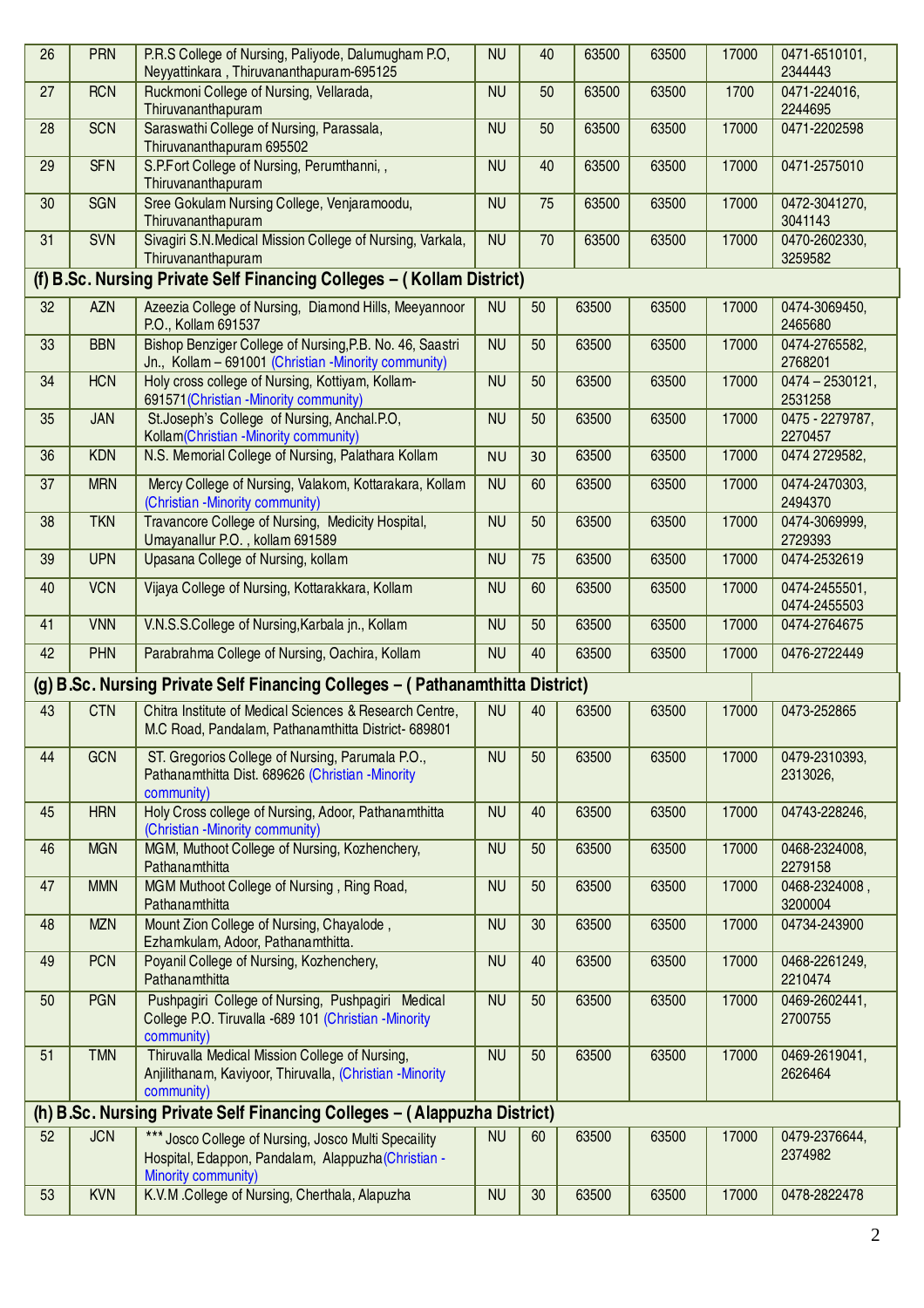| 26 | PRN | P.R.S College of Nursing, Paliyode, Dalumugham P.O, Neyyattinkara , Thiruvananthapuram-695125 | NU | 40 | 63500 | 63500 | 17000 | 0471-6510101, 2344443 |
|---|---|---|---|---|---|---|---|---|
| 27 | RCN | Ruckmoni College of Nursing, Vellarada, Thiruvananthapuram | NU | 50 | 63500 | 63500 | 1700 | 0471-224016, 2244695 |
| 28 | SCN | Saraswathi College of Nursing, Parassala, Thiruvananthapuram 695502 | NU | 50 | 63500 | 63500 | 17000 | 0471-2202598 |
| 29 | SFN | S.P.Fort College of Nursing, Perumthanni, , Thiruvananthapuram | NU | 40 | 63500 | 63500 | 17000 | 0471-2575010 |
| 30 | SGN | Sree Gokulam Nursing College, Venjaramoodu, Thiruvananthapuram | NU | 75 | 63500 | 63500 | 17000 | 0472-3041270, 3041143 |
| 31 | SVN | Sivagiri S.N.Medical Mission College of Nursing, Varkala, Thiruvananthapuram | NU | 70 | 63500 | 63500 | 17000 | 0470-2602330, 3259582 |
| **(f) B.Sc. Nursing Private Self Financing Colleges – ( Kollam District)** | | | | | | | | |
| 32 | AZN | Azeezia College of Nursing, Diamond Hills, Meeyannoor P.O., Kollam 691537 | NU | 50 | 63500 | 63500 | 17000 | 0474-3069450, 2465680 |
| 33 | BBN | Bishop Benziger College of Nursing,P.B. No. 46, Saastri Jn., Kollam – 691001 (Christian -Minority community) | NU | 50 | 63500 | 63500 | 17000 | 0474-2765582, 2768201 |
| 34 | HCN | Holy cross college of Nursing, Kottiyam, Kollam-691571(Christian -Minority community) | NU | 50 | 63500 | 63500 | 17000 | 0474 – 2530121, 2531258 |
| 35 | JAN | St.Joseph's College of Nursing, Anchal.P.O, Kollam(Christian -Minority community) | NU | 50 | 63500 | 63500 | 17000 | 0475 - 2279787, 2270457 |
| 36 | KDN | N.S. Memorial College of Nursing, Palathara Kollam | NU | 30 | 63500 | 63500 | 17000 | 0474 2729582, |
| 37 | MRN | Mercy College of Nursing, Valakom, Kottarakara, Kollam (Christian -Minority community) | NU | 60 | 63500 | 63500 | 17000 | 0474-2470303, 2494370 |
| 38 | TKN | Travancore College of Nursing, Medicity Hospital, Umayanallur P.O. , kollam 691589 | NU | 50 | 63500 | 63500 | 17000 | 0474-3069999, 2729393 |
| 39 | UPN | Upasana College of Nursing, kollam | NU | 75 | 63500 | 63500 | 17000 | 0474-2532619 |
| 40 | VCN | Vijaya College of Nursing, Kottarakkara, Kollam | NU | 60 | 63500 | 63500 | 17000 | 0474-2455501, 0474-2455503 |
| 41 | VNN | V.N.S.S.College of Nursing,Karbala jn., Kollam | NU | 50 | 63500 | 63500 | 17000 | 0474-2764675 |
| 42 | PHN | Parabrahma College of Nursing, Oachira, Kollam | NU | 40 | 63500 | 63500 | 17000 | 0476-2722449 |
| **(g) B.Sc. Nursing Private Self Financing Colleges – ( Pathanamthitta District)** | | | | | | | | |
| 43 | CTN | Chitra Institute of Medical Sciences & Research Centre, M.C Road, Pandalam, Pathanamthitta District- 689801 | NU | 40 | 63500 | 63500 | 17000 | 0473-252865 |
| 44 | GCN | ST. Gregorios College of Nursing, Parumala P.O., Pathanamthitta Dist. 689626 (Christian -Minority community) | NU | 50 | 63500 | 63500 | 17000 | 0479-2310393, 2313026, |
| 45 | HRN | Holy Cross college of Nursing, Adoor, Pathanamthitta (Christian -Minority community) | NU | 40 | 63500 | 63500 | 17000 | 04743-228246, |
| 46 | MGN | MGM, Muthoot College of Nursing, Kozhenchery, Pathanamthitta | NU | 50 | 63500 | 63500 | 17000 | 0468-2324008, 2279158 |
| 47 | MMN | MGM Muthoot College of Nursing , Ring Road, Pathanamthitta | NU | 50 | 63500 | 63500 | 17000 | 0468-2324008 , 3200004 |
| 48 | MZN | Mount Zion College of Nursing, Chayalode , Ezhamkulam, Adoor, Pathanamthitta. | NU | 30 | 63500 | 63500 | 17000 | 04734-243900 |
| 49 | PCN | Poyanil College of Nursing, Kozhenchery, Pathanamthitta | NU | 40 | 63500 | 63500 | 17000 | 0468-2261249, 2210474 |
| 50 | PGN | Pushpagiri College of Nursing, Pushpagiri Medical College P.O. Tiruvalla -689 101 (Christian -Minority community) | NU | 50 | 63500 | 63500 | 17000 | 0469-2602441, 2700755 |
| 51 | TMN | Thiruvalla Medical Mission College of Nursing, Anjilithanam, Kaviyoor, Thiruvalla, (Christian -Minority community) | NU | 50 | 63500 | 63500 | 17000 | 0469-2619041, 2626464 |
| **(h) B.Sc. Nursing Private Self Financing Colleges – ( Alappuzha District)** | | | | | | | | |
| 52 | JCN | *** Josco College of Nursing, Josco Multi Specaility Hospital, Edappon, Pandalam, Alappuzha(Christian - Minority community) | NU | 60 | 63500 | 63500 | 17000 | 0479-2376644, 2374982 |
| 53 | KVN | K.V.M .College of Nursing, Cherthala, Alapuzha | NU | 30 | 63500 | 63500 | 17000 | 0478-2822478 |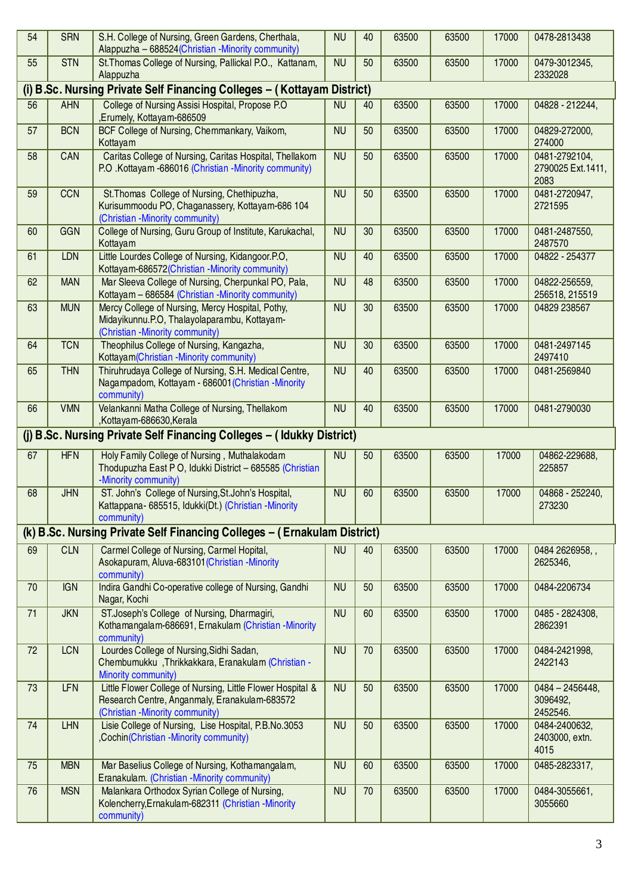| 54 | SRN | S.H. College of Nursing, Green Gardens, Cherthala, Alappuzha – 688524(Christian -Minority community) | NU | 40 | 63500 | 63500 | 17000 | 0478-2813438 |
|---|---|---|---|---|---|---|---|---|
| 55 | STN | St.Thomas College of Nursing, Pallickal P.O., Kattanam, Alappuzha | NU | 50 | 63500 | 63500 | 17000 | 0479-3012345, 2332028 |
| **(i) B.Sc. Nursing Private Self Financing Colleges – ( Kottayam District)** | | | | | | | | |
| 56 | AHN | College of Nursing Assisi Hospital, Propose P.O ,Erumely, Kottayam-686509 | NU | 40 | 63500 | 63500 | 17000 | 04828 - 212244, |
| 57 | BCN | BCF College of Nursing, Chemmankary, Vaikom, Kottayam | NU | 50 | 63500 | 63500 | 17000 | 04829-272000, 274000 |
| 58 | CAN | Caritas College of Nursing, Caritas Hospital, Thellakom P.O .Kottayam -686016 (Christian -Minority community) | NU | 50 | 63500 | 63500 | 17000 | 0481-2792104, 2790025 Ext.1411, 2083 |
| 59 | CCN | St.Thomas College of Nursing, Chethipuzha, Kurisummoodu PO, Chaganassery, Kottayam-686 104 (Christian -Minority community) | NU | 50 | 63500 | 63500 | 17000 | 0481-2720947, 2721595 |
| 60 | GGN | College of Nursing, Guru Group of Institute, Karukachal, Kottayam | NU | 30 | 63500 | 63500 | 17000 | 0481-2487550, 2487570 |
| 61 | LDN | Little Lourdes College of Nursing, Kidangoor.P.O, Kottayam-686572(Christian -Minority community) | NU | 40 | 63500 | 63500 | 17000 | 04822 - 254377 |
| 62 | MAN | Mar Sleeva College of Nursing, Cherpunkal PO, Pala, Kottayam – 686584 (Christian -Minority community) | NU | 48 | 63500 | 63500 | 17000 | 04822-256559, 256518, 215519 |
| 63 | MUN | Mercy College of Nursing, Mercy Hospital, Pothy, Midayikunnu.P.O, Thalayolaparambu, Kottayam- (Christian -Minority community) | NU | 30 | 63500 | 63500 | 17000 | 04829 238567 |
| 64 | TCN | Theophilus College of Nursing, Kangazha, Kottayam(Christian -Minority community) | NU | 30 | 63500 | 63500 | 17000 | 0481-2497145 2497410 |
| 65 | THN | Thiruhrudaya College of Nursing, S.H. Medical Centre, Nagampadom, Kottayam - 686001(Christian -Minority community) | NU | 40 | 63500 | 63500 | 17000 | 0481-2569840 |
| 66 | VMN | Velankanni Matha College of Nursing, Thellakom ,Kottayam-686630,Kerala | NU | 40 | 63500 | 63500 | 17000 | 0481-2790030 |
| **(j) B.Sc. Nursing Private Self Financing Colleges – ( Idukky District)** | | | | | | | | |
| 67 | HFN | Holy Family College of Nursing , Muthalakodam Thodupuzha East P O, Idukki District – 685585 (Christian -Minority community) | NU | 50 | 63500 | 63500 | 17000 | 04862-229688, 225857 |
| 68 | JHN | ST. John's College of Nursing,St.John's Hospital, Kattappana- 685515, Idukki(Dt.) (Christian -Minority community) | NU | 60 | 63500 | 63500 | 17000 | 04868 - 252240, 273230 |
| **(k) B.Sc. Nursing Private Self Financing Colleges – ( Ernakulam District)** | | | | | | | | |
| 69 | CLN | Carmel College of Nursing, Carmel Hopital, Asokapuram, Aluva-683101(Christian -Minority community) | NU | 40 | 63500 | 63500 | 17000 | 0484 2626958, , 2625346, |
| 70 | IGN | Indira Gandhi Co-operative college of Nursing, Gandhi Nagar, Kochi | NU | 50 | 63500 | 63500 | 17000 | 0484-2206734 |
| 71 | JKN | ST.Joseph's College of Nursing, Dharmagiri, Kothamangalam-686691, Ernakulam (Christian -Minority community) | NU | 60 | 63500 | 63500 | 17000 | 0485 - 2824308, 2862391 |
| 72 | LCN | Lourdes College of Nursing,Sidhi Sadan, Chembumukku ,Thrikkakkara, Eranakulam (Christian -Minority community) | NU | 70 | 63500 | 63500 | 17000 | 0484-2421998, 2422143 |
| 73 | LFN | Little Flower College of Nursing, Little Flower Hospital & Research Centre, Anganmaly, Eranakulam-683572 (Christian -Minority community) | NU | 50 | 63500 | 63500 | 17000 | 0484 – 2456448, 3096492, 2452546. |
| 74 | LHN | Lisie College of Nursing, Lise Hospital, P.B.No.3053 ,Cochin(Christian -Minority community) | NU | 50 | 63500 | 63500 | 17000 | 0484-2400632, 2403000, extn. 4015 |
| 75 | MBN | Mar Baselius College of Nursing, Kothamangalam, Eranakulam. (Christian -Minority community) | NU | 60 | 63500 | 63500 | 17000 | 0485-2823317, |
| 76 | MSN | Malankara Orthodox Syrian College of Nursing, Kolencherry,Ernakulam-682311 (Christian -Minority community) | NU | 70 | 63500 | 63500 | 17000 | 0484-3055661, 3055660 |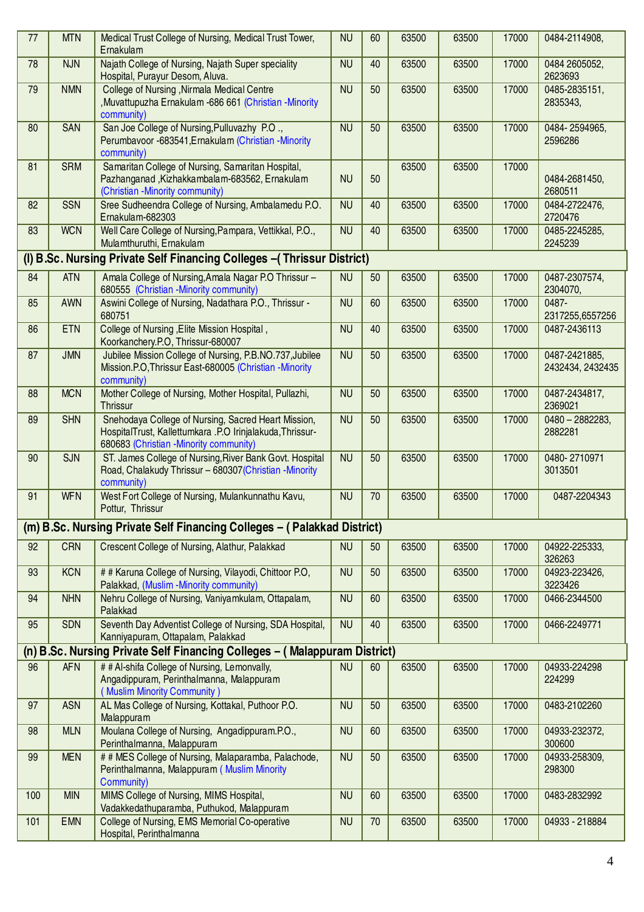| 77 | MTN | Medical Trust College of Nursing, Medical Trust Tower, Ernakulam | NU | 60 | 63500 | 63500 | 17000 | 0484-2114908, |
|---|---|---|---|---|---|---|---|---|
| 78 | NJN | Najath College of Nursing, Najath Super speciality Hospital, Purayur Desom, Aluva. | NU | 40 | 63500 | 63500 | 17000 | 0484 2605052, 2623693 |
| 79 | NMN | College of Nursing ,Nirmala Medical Centre ,Muvattupuzha Ernakulam -686 661 (Christian -Minority community) | NU | 50 | 63500 | 63500 | 17000 | 0485-2835151, 2835343, |
| 80 | SAN | San Joe College of Nursing,Pulluvazhy P.O ., Perumbavoor -683541,Ernakulam (Christian -Minority community) | NU | 50 | 63500 | 63500 | 17000 | 0484- 2594965, 2596286 |
| 81 | SRM | Samaritan College of Nursing, Samaritan Hospital, Pazhanganad ,Kizhakkambalam-683562, Ernakulam (Christian -Minority community) | NU | 50 | 63500 | 63500 | 17000 | 0484-2681450, 2680511 |
| 82 | SSN | Sree Sudheendra College of Nursing, Ambalamedu P.O. Ernakulam-682303 | NU | 40 | 63500 | 63500 | 17000 | 0484-2722476, 2720476 |
| 83 | WCN | Well Care College of Nursing,Pampara, Vettikkal, P.O., Mulamthuruthi, Ernakulam | NU | 40 | 63500 | 63500 | 17000 | 0485-2245285, 2245239 |
| **(l) B.Sc. Nursing Private Self Financing Colleges –( Thrissur District)** | | | | | | | | |
| 84 | ATN | Amala College of Nursing,Amala Nagar P.O Thrissur – 680555 (Christian -Minority community) | NU | 50 | 63500 | 63500 | 17000 | 0487-2307574, 2304070, |
| 85 | AWN | Aswini College of Nursing, Nadathara P.O., Thrissur - 680751 | NU | 60 | 63500 | 63500 | 17000 | 0487-2317255,6557256 |
| 86 | ETN | College of Nursing ,Elite Mission Hospital , Koorkanchery.P.O, Thrissur-680007 | NU | 40 | 63500 | 63500 | 17000 | 0487-2436113 |
| 87 | JMN | Jubilee Mission College of Nursing, P.B.NO.737,Jubilee Mission.P.O,Thrissur East-680005 (Christian -Minority community) | NU | 50 | 63500 | 63500 | 17000 | 0487-2421885, 2432434, 2432435 |
| 88 | MCN | Mother College of Nursing, Mother Hospital, Pullazhi, Thrissur | NU | 50 | 63500 | 63500 | 17000 | 0487-2434817, 2369021 |
| 89 | SHN | Snehodaya College of Nursing, Sacred Heart Mission, HospitalTrust, Kallettumkara .P.O Irinjalakuda,Thrissur-680683 (Christian -Minority community) | NU | 50 | 63500 | 63500 | 17000 | 0480 – 2882283, 2882281 |
| 90 | SJN | ST. James College of Nursing,River Bank Govt. Hospital Road, Chalakudy Thrissur – 680307(Christian -Minority community) | NU | 50 | 63500 | 63500 | 17000 | 0480- 2710971 3013501 |
| 91 | WFN | West Fort College of Nursing, Mulankunnathu Kavu, Pottur, Thrissur | NU | 70 | 63500 | 63500 | 17000 | 0487-2204343 |
| **(m) B.Sc. Nursing Private Self Financing Colleges – ( Palakkad District)** | | | | | | | | |
| 92 | CRN | Crescent College of Nursing, Alathur, Palakkad | NU | 50 | 63500 | 63500 | 17000 | 04922-225333, 326263 |
| 93 | KCN | # # Karuna College of Nursing, Vilayodi, Chittoor P.O, Palakkad, (Muslim -Minority community) | NU | 50 | 63500 | 63500 | 17000 | 04923-223426, 3223426 |
| 94 | NHN | Nehru College of Nursing, Vaniyamkulam, Ottapalam, Palakkad | NU | 60 | 63500 | 63500 | 17000 | 0466-2344500 |
| 95 | SDN | Seventh Day Adventist College of Nursing, SDA Hospital, Kanniyapuram, Ottapalam, Palakkad | NU | 40 | 63500 | 63500 | 17000 | 0466-2249771 |
| **(n) B.Sc. Nursing Private Self Financing Colleges – ( Malappuram District)** | | | | | | | | |
| 96 | AFN | # # Al-shifa College of Nursing, Lemonvally, Angadippuram, Perinthalmanna, Malappuram ( Muslim Minority Community ) | NU | 60 | 63500 | 63500 | 17000 | 04933-224298 224299 |
| 97 | ASN | AL Mas College of Nursing, Kottakal, Puthoor P.O. Malappuram | NU | 50 | 63500 | 63500 | 17000 | 0483-2102260 |
| 98 | MLN | Moulana College of Nursing, Angadippuram.P.O., Perinthalmanna, Malappuram | NU | 60 | 63500 | 63500 | 17000 | 04933-232372, 300600 |
| 99 | MEN | # # MES College of Nursing, Malaparamba, Palachode, Perinthalmanna, Malappuram ( Muslim Minority Community) | NU | 50 | 63500 | 63500 | 17000 | 04933-258309, 298300 |
| 100 | MIN | MIMS College of Nursing, MIMS Hospital, Vadakkedathuparamba, Puthukod, Malappuram | NU | 60 | 63500 | 63500 | 17000 | 0483-2832992 |
| 101 | EMN | College of Nursing, EMS Memorial Co-operative Hospital, Perinthalmanna | NU | 70 | 63500 | 63500 | 17000 | 04933 - 218884 |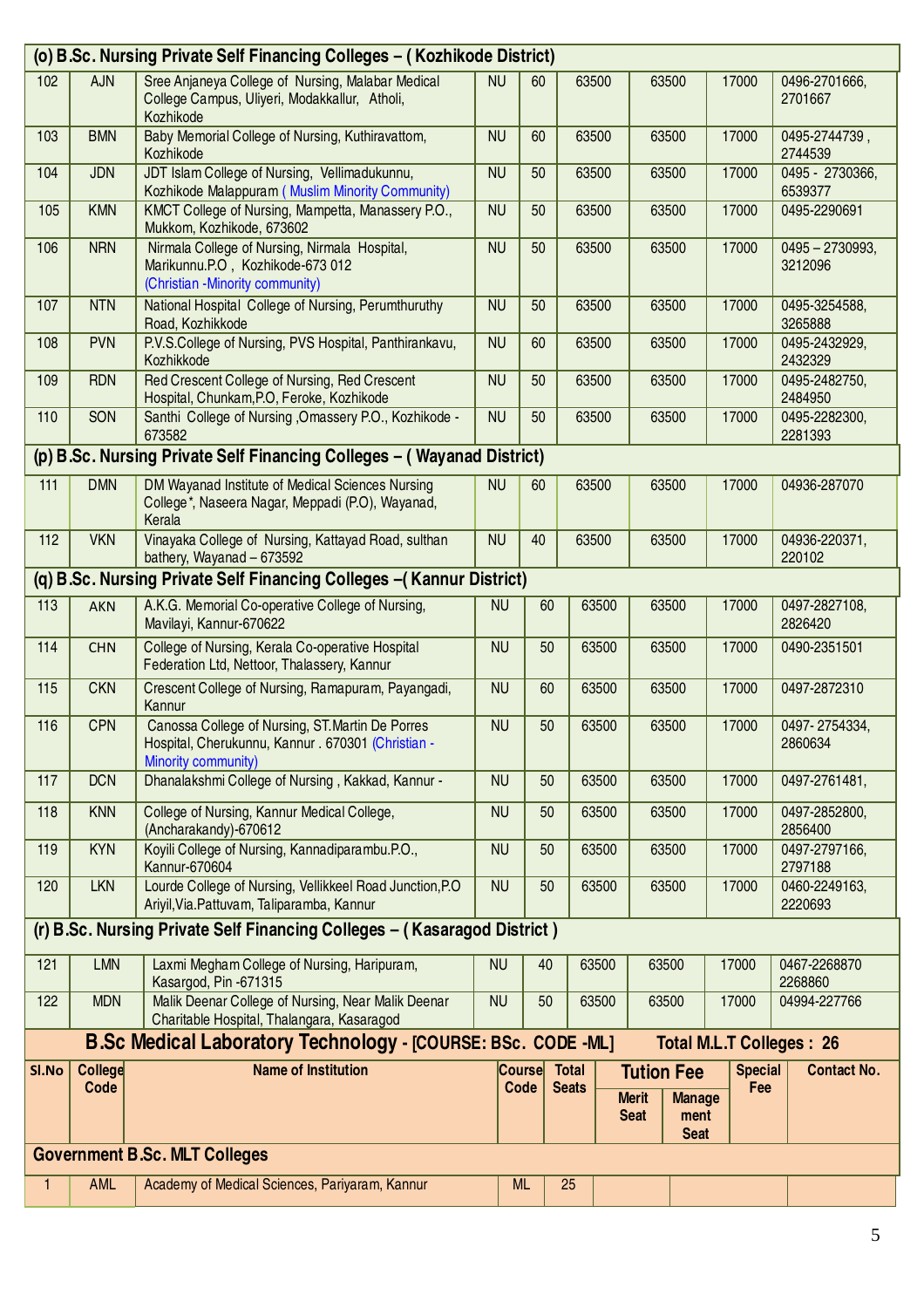| Sl.No | College Code | Name of Institution | Course Code | Total Seats | Tution Fee Merit Seat | Tution Fee Management Seat | Special Fee | Contact No. |
|---|---|---|---|---|---|---|---|---|
| **(o) B.Sc. Nursing Private Self Financing Colleges – ( Kozhikode District)** | | | | | | | | |
| 102 | AJN | Sree Anjaneya College of Nursing, Malabar Medical College Campus, Uliyeri, Modakkallur, Atholi, Kozhikode | NU | 60 | 63500 | 63500 | 17000 | 0496-2701666, 2701667 |
| 103 | BMN | Baby Memorial College of Nursing, Kuthiravattom, Kozhikode | NU | 60 | 63500 | 63500 | 17000 | 0495-2744739 , 2744539 |
| 104 | JDN | JDT Islam College of Nursing, Vellimadukunnu, Kozhikode Malappuram ( Muslim Minority Community) | NU | 50 | 63500 | 63500 | 17000 | 0495 - 2730366, 6539377 |
| 105 | KMN | KMCT College of Nursing, Mampetta, Manassery P.O., Mukkom, Kozhikode, 673602 | NU | 50 | 63500 | 63500 | 17000 | 0495-2290691 |
| 106 | NRN | Nirmala College of Nursing, Nirmala Hospital, Marikunnu.P.O , Kozhikode-673 012 (Christian -Minority community) | NU | 50 | 63500 | 63500 | 17000 | 0495 – 2730993, 3212096 |
| 107 | NTN | National Hospital College of Nursing, Perumthuruthy Road, Kozhikkode | NU | 50 | 63500 | 63500 | 17000 | 0495-3254588, 3265888 |
| 108 | PVN | P.V.S.College of Nursing, PVS Hospital, Panthirankavu, Kozhikkode | NU | 60 | 63500 | 63500 | 17000 | 0495-2432929, 2432329 |
| 109 | RDN | Red Crescent College of Nursing, Red Crescent Hospital, Chunkam,P.O, Feroke, Kozhikode | NU | 50 | 63500 | 63500 | 17000 | 0495-2482750, 2484950 |
| 110 | SON | Santhi College of Nursing ,Omassery P.O., Kozhikode - 673582 | NU | 50 | 63500 | 63500 | 17000 | 0495-2282300, 2281393 |
| **(p) B.Sc. Nursing Private Self Financing Colleges – ( Wayanad District)** | | | | | | | | |
| 111 | DMN | DM Wayanad Institute of Medical Sciences Nursing College*, Naseera Nagar, Meppadi (P.O), Wayanad, Kerala | NU | 60 | 63500 | 63500 | 17000 | 04936-287070 |
| 112 | VKN | Vinayaka College of Nursing, Kattayad Road, sulthan bathery, Wayanad – 673592 | NU | 40 | 63500 | 63500 | 17000 | 04936-220371, 220102 |
| **(q) B.Sc. Nursing Private Self Financing Colleges –( Kannur District)** | | | | | | | | |
| 113 | AKN | A.K.G. Memorial Co-operative College of Nursing, Mavilayi, Kannur-670622 | NU | 60 | 63500 | 63500 | 17000 | 0497-2827108, 2826420 |
| 114 | CHN | College of Nursing, Kerala Co-operative Hospital Federation Ltd, Nettoor, Thalassery, Kannur | NU | 50 | 63500 | 63500 | 17000 | 0490-2351501 |
| 115 | CKN | Crescent College of Nursing, Ramapuram, Payangadi, Kannur | NU | 60 | 63500 | 63500 | 17000 | 0497-2872310 |
| 116 | CPN | Canossa College of Nursing, ST.Martin De Porres Hospital, Cherukunnu, Kannur . 670301 (Christian - Minority community) | NU | 50 | 63500 | 63500 | 17000 | 0497- 2754334, 2860634 |
| 117 | DCN | Dhanalakshmi College of Nursing , Kakkad, Kannur - | NU | 50 | 63500 | 63500 | 17000 | 0497-2761481, |
| 118 | KNN | College of Nursing, Kannur Medical College, (Ancharakandy)-670612 | NU | 50 | 63500 | 63500 | 17000 | 0497-2852800, 2856400 |
| 119 | KYN | Koyili College of Nursing, Kannadiparambu.P.O., Kannur-670604 | NU | 50 | 63500 | 63500 | 17000 | 0497-2797166, 2797188 |
| 120 | LKN | Lourde College of Nursing, Vellikkeel Road Junction,P.O Ariyil,Via.Pattuvam, Taliparamba, Kannur | NU | 50 | 63500 | 63500 | 17000 | 0460-2249163, 2220693 |
| **(r) B.Sc. Nursing Private Self Financing Colleges – ( Kasaragod District )** | | | | | | | | |
| 121 | LMN | Laxmi Megham College of Nursing, Haripuram, Kasargod, Pin -671315 | NU | 40 | 63500 | 63500 | 17000 | 0467-2268870 2268860 |
| 122 | MDN | Malik Deenar College of Nursing, Near Malik Deenar Charitable Hospital, Thalangara, Kasaragod | NU | 50 | 63500 | 63500 | 17000 | 04994-227766 |

## B.Sc Medical Laboratory Technology - [COURSE: BSc. CODE -ML] Total M.L.T Colleges : 26

| Sl.No | College Code | Name of Institution | Course Code | Total Seats | Tution Fee Merit Seat | Tution Fee Management Seat | Special Fee | Contact No. |
|---|---|---|---|---|---|---|---|---|
| **Government B.Sc. MLT Colleges** | | | | | | | | |
| 1 | AML | Academy of Medical Sciences, Pariyaram, Kannur | ML | 25 | | | | |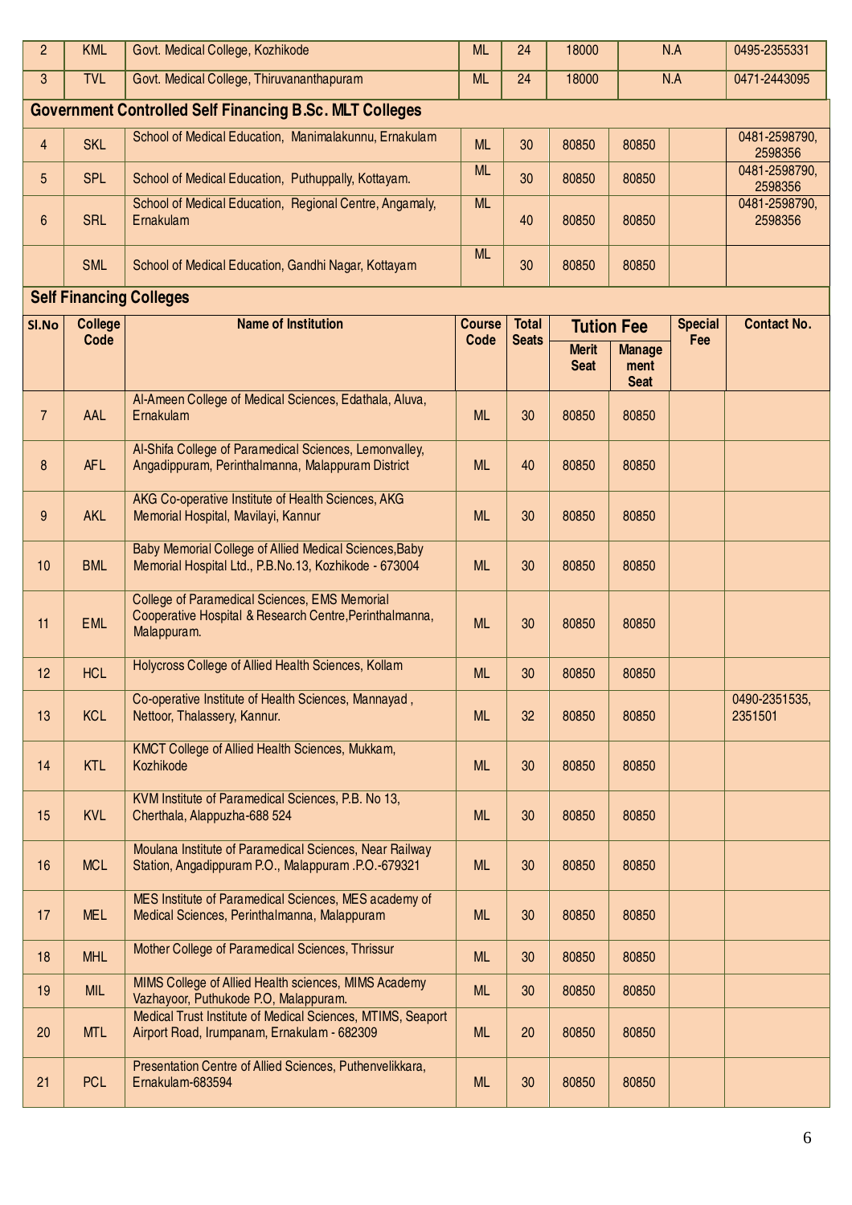| Sl.No | College Code | Name of Institution | Course Code | Total Seats | Tution Fee | | Special Fee | Contact No. |
|---|---|---|---|---|---|---|---|---|
| | | | | | Merit Seat | Management Seat | | |
| 2 | KML | Govt. Medical College, Kozhikode | ML | 24 | 18000 | N.A | | 0495-2355331 |
| 3 | TVL | Govt. Medical College, Thiruvananthapuram | ML | 24 | 18000 | N.A | | 0471-2443095 |

**Government Controlled Self Financing B.Sc. MLT Colleges**

| Sl.No | College Code | Name of Institution | Course Code | Total Seats | Tution Fee | | Special Fee | Contact No. |
|---|---|---|---|---|---|---|---|---|
| | | | | | Merit Seat | Management Seat | | |
| 4 | SKL | School of Medical Education, Manimalakunnu, Ernakulam | ML | 30 | 80850 | 80850 | | 0481-2598790, 2598356 |
| 5 | SPL | School of Medical Education, Puthuppally, Kottayam. | ML | 30 | 80850 | 80850 | | 0481-2598790, 2598356 |
| 6 | SRL | School of Medical Education, Regional Centre, Angamaly, Ernakulam | ML | 40 | 80850 | 80850 | | 0481-2598790, 2598356 |
| | SML | School of Medical Education, Gandhi Nagar, Kottayam | ML | 30 | 80850 | 80850 | | |

**Self Financing Colleges**

| Sl.No | College Code | Name of Institution | Course Code | Total Seats | Tution Fee | | Special Fee | Contact No. |
|---|---|---|---|---|---|---|---|---|
| | | | | | Merit Seat | Management Seat | | |
| 7 | AAL | Al-Ameen College of Medical Sciences, Edathala, Aluva, Ernakulam | ML | 30 | 80850 | 80850 | | |
| 8 | AFL | Al-Shifa College of Paramedical Sciences, Lemonvalley, Angadippuram, Perinthalmanna, Malappuram District | ML | 40 | 80850 | 80850 | | |
| 9 | AKL | AKG Co-operative Institute of Health Sciences, AKG Memorial Hospital, Mavilayi, Kannur | ML | 30 | 80850 | 80850 | | |
| 10 | BML | Baby Memorial College of Allied Medical Sciences,Baby Memorial Hospital Ltd., P.B.No.13, Kozhikode - 673004 | ML | 30 | 80850 | 80850 | | |
| 11 | EML | College of Paramedical Sciences, EMS Memorial Cooperative Hospital & Research Centre,Perinthalmanna, Malappuram. | ML | 30 | 80850 | 80850 | | |
| 12 | HCL | Holycross College of Allied Health Sciences, Kollam | ML | 30 | 80850 | 80850 | | |
| 13 | KCL | Co-operative Institute of Health Sciences, Mannayad , Nettoor, Thalassery, Kannur. | ML | 32 | 80850 | 80850 | | 0490-2351535, 2351501 |
| 14 | KTL | KMCT College of Allied Health Sciences, Mukkam, Kozhikode | ML | 30 | 80850 | 80850 | | |
| 15 | KVL | KVM Institute of Paramedical Sciences, P.B. No 13, Cherthala, Alappuzha-688 524 | ML | 30 | 80850 | 80850 | | |
| 16 | MCL | Moulana Institute of Paramedical Sciences, Near Railway Station, Angadippuram P.O., Malappuram .P.O.-679321 | ML | 30 | 80850 | 80850 | | |
| 17 | MEL | MES Institute of Paramedical Sciences, MES academy of Medical Sciences, Perinthalmanna, Malappuram | ML | 30 | 80850 | 80850 | | |
| 18 | MHL | Mother College of Paramedical Sciences, Thrissur | ML | 30 | 80850 | 80850 | | |
| 19 | MIL | MIMS College of Allied Health sciences, MIMS Academy Vazhayoor, Puthukode P.O, Malappuram. | ML | 30 | 80850 | 80850 | | |
| 20 | MTL | Medical Trust Institute of Medical Sciences, MTIMS, Seaport Airport Road, Irumpanam, Ernakulam - 682309 | ML | 20 | 80850 | 80850 | | |
| 21 | PCL | Presentation Centre of Allied Sciences, Puthenvelikkara, Ernakulam-683594 | ML | 30 | 80850 | 80850 | | |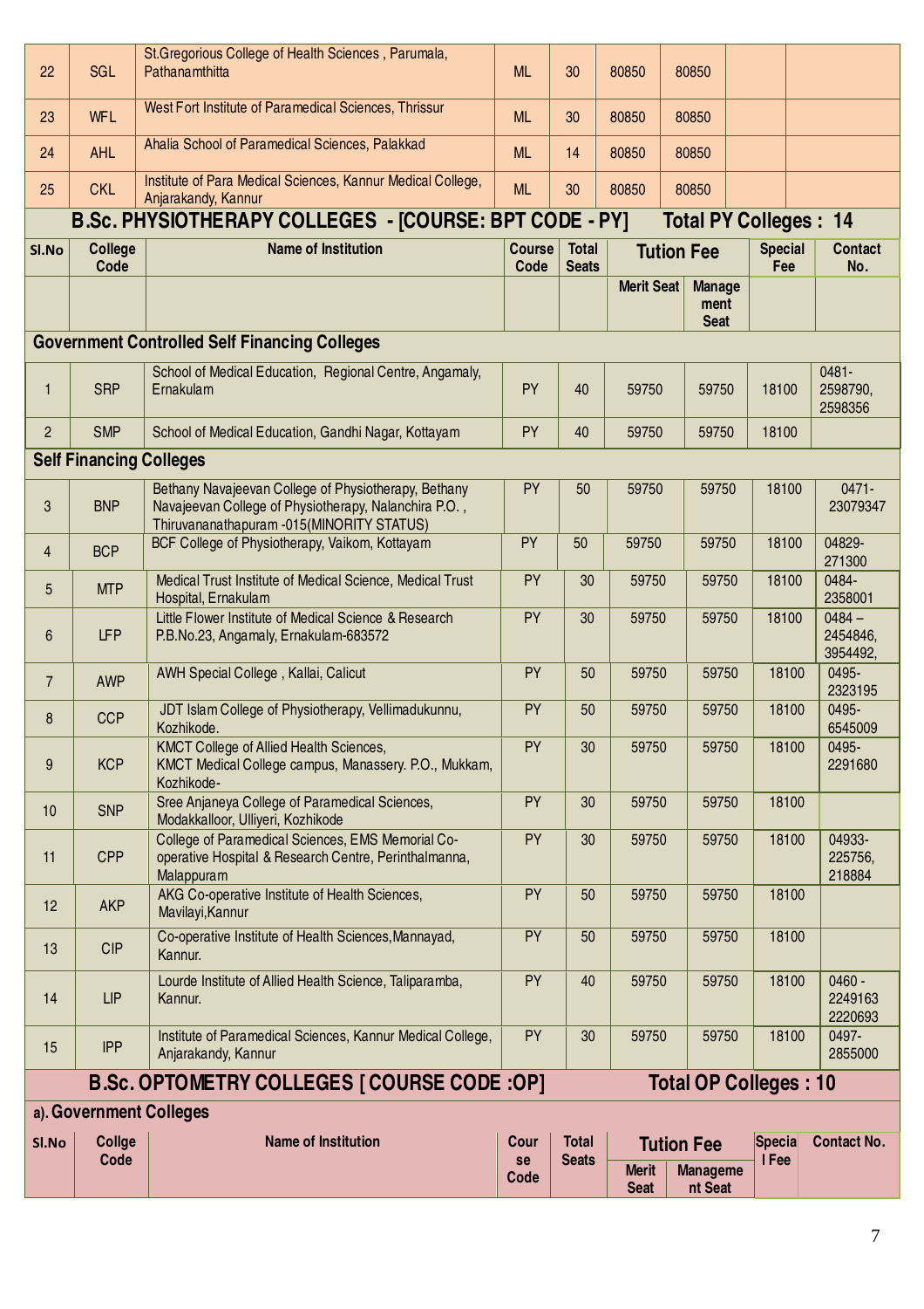| Sl.No | College Code | Name of Institution | Course Code | Total Seats | Merit Seat | Management Seat | Special Fee | Contact No. |
|---|---|---|---|---|---|---|---|---|
| 22 | SGL | St.Gregorious College of Health Sciences , Parumala, Pathanamthitta | ML | 30 | 80850 | 80850 | | |
| 23 | WFL | West Fort Institute of Paramedical Sciences, Thrissur | ML | 30 | 80850 | 80850 | | |
| 24 | AHL | Ahalia School of Paramedical Sciences, Palakkad | ML | 14 | 80850 | 80850 | | |
| 25 | CKL | Institute of Para Medical Sciences, Kannur Medical College, Anjarakandy, Kannur | ML | 30 | 80850 | 80850 | | |

## B.Sc. PHYSIOTHERAPY COLLEGES - [COURSE: BPT CODE - PY] Total PY Colleges : 14

| Sl.No | College Code | Name of Institution | Course Code | Total Seats | Tution Fee | | Special Fee | Contact No. |
|---|---|---|---|---|---|---|---|---|
| | | | | | Merit Seat | Management Seat | | |
| **Government Controlled Self Financing Colleges** | | | | | | | | |
| 1 | SRP | School of Medical Education, Regional Centre, Angamaly, Ernakulam | PY | 40 | 59750 | 59750 | 18100 | 0481-2598790, 2598356 |
| 2 | SMP | School of Medical Education, Gandhi Nagar, Kottayam | PY | 40 | 59750 | 59750 | 18100 | |
| **Self Financing Colleges** | | | | | | | | |
| 3 | BNP | Bethany Navajeevan College of Physiotherapy, Bethany Navajeevan College of Physiotherapy, Nalanchira P.O. , Thiruvananathapuram -015(MINORITY STATUS) | PY | 50 | 59750 | 59750 | 18100 | 0471-23079347 |
| 4 | BCP | BCF College of Physiotherapy, Vaikom, Kottayam | PY | 50 | 59750 | 59750 | 18100 | 04829-271300 |
| 5 | MTP | Medical Trust Institute of Medical Science, Medical Trust Hospital, Ernakulam | PY | 30 | 59750 | 59750 | 18100 | 0484-2358001 |
| 6 | LFP | Little Flower Institute of Medical Science & Research P.B.No.23, Angamaly, Ernakulam-683572 | PY | 30 | 59750 | 59750 | 18100 | 0484 – 2454846, 3954492, |
| 7 | AWP | AWH Special College , Kallai, Calicut | PY | 50 | 59750 | 59750 | 18100 | 0495-2323195 |
| 8 | CCP | JDT Islam College of Physiotherapy, Vellimadukunnu, Kozhikode. | PY | 50 | 59750 | 59750 | 18100 | 0495-6545009 |
| 9 | KCP | KMCT College of Allied Health Sciences, KMCT Medical College campus, Manassery. P.O., Mukkam, Kozhikode- | PY | 30 | 59750 | 59750 | 18100 | 0495-2291680 |
| 10 | SNP | Sree Anjaneya College of Paramedical Sciences, Modakkalloor, Ulliyeri, Kozhikode | PY | 30 | 59750 | 59750 | 18100 | |
| 11 | CPP | College of Paramedical Sciences, EMS Memorial Co-operative Hospital & Research Centre, Perinthalmanna, Malappuram | PY | 30 | 59750 | 59750 | 18100 | 04933-225756, 218884 |
| 12 | AKP | AKG Co-operative Institute of Health Sciences, Mavilayi,Kannur | PY | 50 | 59750 | 59750 | 18100 | |
| 13 | CIP | Co-operative Institute of Health Sciences,Mannayad, Kannur. | PY | 50 | 59750 | 59750 | 18100 | |
| 14 | LIP | Lourde Institute of Allied Health Science, Taliparamba, Kannur. | PY | 40 | 59750 | 59750 | 18100 | 0460 - 2249163 2220693 |
| 15 | IPP | Institute of Paramedical Sciences, Kannur Medical College, Anjarakandy, Kannur | PY | 30 | 59750 | 59750 | 18100 | 0497-2855000 |

## B.Sc. OPTOMETRY COLLEGES [ COURSE CODE :OP] Total OP Colleges : 10

### a). Government Colleges

| Sl.No | Collge Code | Name of Institution | Course Code | Total Seats | Tution Fee | | Special Fee | Contact No. |
|---|---|---|---|---|---|---|---|---|
| | | | | | Merit Seat | Management Seat | | |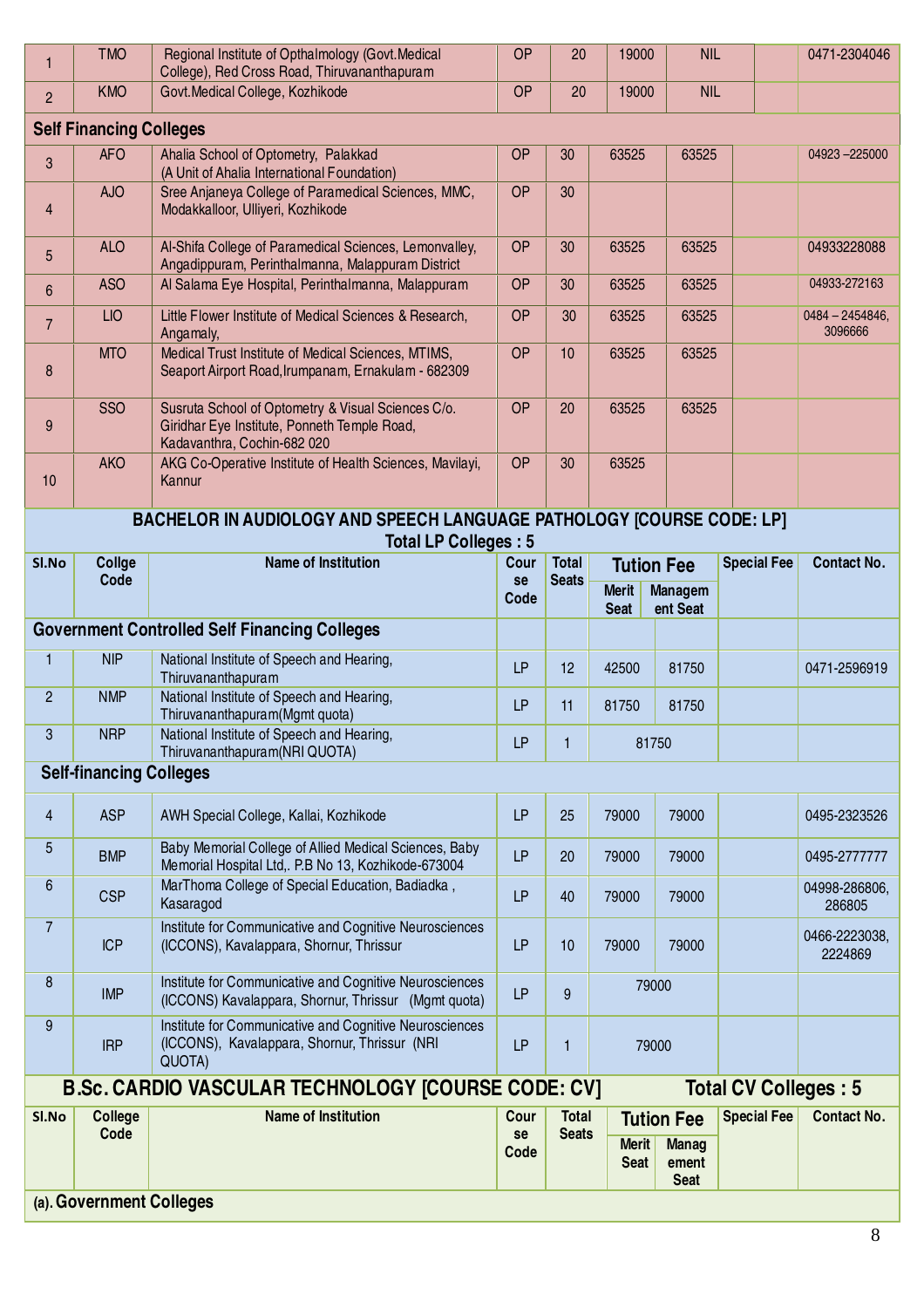| | | | | | | | | |
|---|---|---|---|---|---|---|---|---|
| 1 | TMO | Regional Institute of Opthalmology (Govt.Medical College), Red Cross Road, Thiruvananthapuram | OP | 20 | 19000 | NIL | | 0471-2304046 |
| 2 | KMO | Govt.Medical College, Kozhikode | OP | 20 | 19000 | NIL | | |
| **Self Financing Colleges** | | | | | | | | |
| 3 | AFO | Ahalia School of Optometry, Palakkad (A Unit of Ahalia International Foundation) | OP | 30 | 63525 | 63525 | | 04923 –225000 |
| 4 | AJO | Sree Anjaneya College of Paramedical Sciences, MMC, Modakkalloor, Ulliyeri, Kozhikode | OP | 30 | | | | |
| 5 | ALO | Al-Shifa College of Paramedical Sciences, Lemonvalley, Angadippuram, Perinthalmanna, Malappuram District | OP | 30 | 63525 | 63525 | | 04933228088 |
| 6 | ASO | Al Salama Eye Hospital, Perinthalmanna, Malappuram | OP | 30 | 63525 | 63525 | | 04933-272163 |
| 7 | LIO | Little Flower Institute of Medical Sciences & Research, Angamaly, | OP | 30 | 63525 | 63525 | | 0484 – 2454846, 3096666 |
| 8 | MTO | Medical Trust Institute of Medical Sciences, MTIMS, Seaport Airport Road,Irumpanam, Ernakulam - 682309 | OP | 10 | 63525 | 63525 | | |
| 9 | SSO | Susruta School of Optometry & Visual Sciences C/o. Giridhar Eye Institute, Ponneth Temple Road, Kadavanthra, Cochin-682 020 | OP | 20 | 63525 | 63525 | | |
| 10 | AKO | AKG Co-Operative Institute of Health Sciences, Mavilayi, Kannur | OP | 30 | 63525 | | | |

## BACHELOR IN AUDIOLOGY AND SPEECH LANGUAGE PATHOLOGY [COURSE CODE: LP]

**Total LP Colleges : 5**

| Sl.No | Collge Code | Name of Institution | Course Code | Total Seats | Tution Fee | | Special Fee | Contact No. |
|---|---|---|---|---|---|---|---|---|
| | | | | | Merit Seat | Management Seat | | |
| **Government Controlled Self Financing Colleges** | | | | | | | | |
| 1 | NIP | National Institute of Speech and Hearing, Thiruvananthapuram | LP | 12 | 42500 | 81750 | | 0471-2596919 |
| 2 | NMP | National Institute of Speech and Hearing, Thiruvananthapuram(Mgmt quota) | LP | 11 | 81750 | 81750 | | |
| 3 | NRP | National Institute of Speech and Hearing, Thiruvananthapuram(NRI QUOTA) | LP | 1 | 81750 | | | |
| **Self-financing Colleges** | | | | | | | | |
| 4 | ASP | AWH Special College, Kallai, Kozhikode | LP | 25 | 79000 | 79000 | | 0495-2323526 |
| 5 | BMP | Baby Memorial College of Allied Medical Sciences, Baby Memorial Hospital Ltd,. P.B No 13, Kozhikode-673004 | LP | 20 | 79000 | 79000 | | 0495-2777777 |
| 6 | CSP | MarThoma College of Special Education, Badiadka , Kasaragod | LP | 40 | 79000 | 79000 | | 04998-286806, 286805 |
| 7 | ICP | Institute for Communicative and Cognitive Neurosciences (ICCONS), Kavalappara, Shornur, Thrissur | LP | 10 | 79000 | 79000 | | 0466-2223038, 2224869 |
| 8 | IMP | Institute for Communicative and Cognitive Neurosciences (ICCONS) Kavalappara, Shornur, Thrissur (Mgmt quota) | LP | 9 | 79000 | | | |
| 9 | IRP | Institute for Communicative and Cognitive Neurosciences (ICCONS), Kavalappara, Shornur, Thrissur (NRI QUOTA) | LP | 1 | 79000 | | | |

## B.Sc. CARDIO VASCULAR TECHNOLOGY [COURSE CODE: CV] Total CV Colleges : 5

| Sl.No | College Code | Name of Institution | Course Code | Total Seats | Tution Fee | | Special Fee | Contact No. |
|---|---|---|---|---|---|---|---|---|
| | | | | | Merit Seat | Management Seat | | |
| **(a). Government Colleges** | | | | | | | | |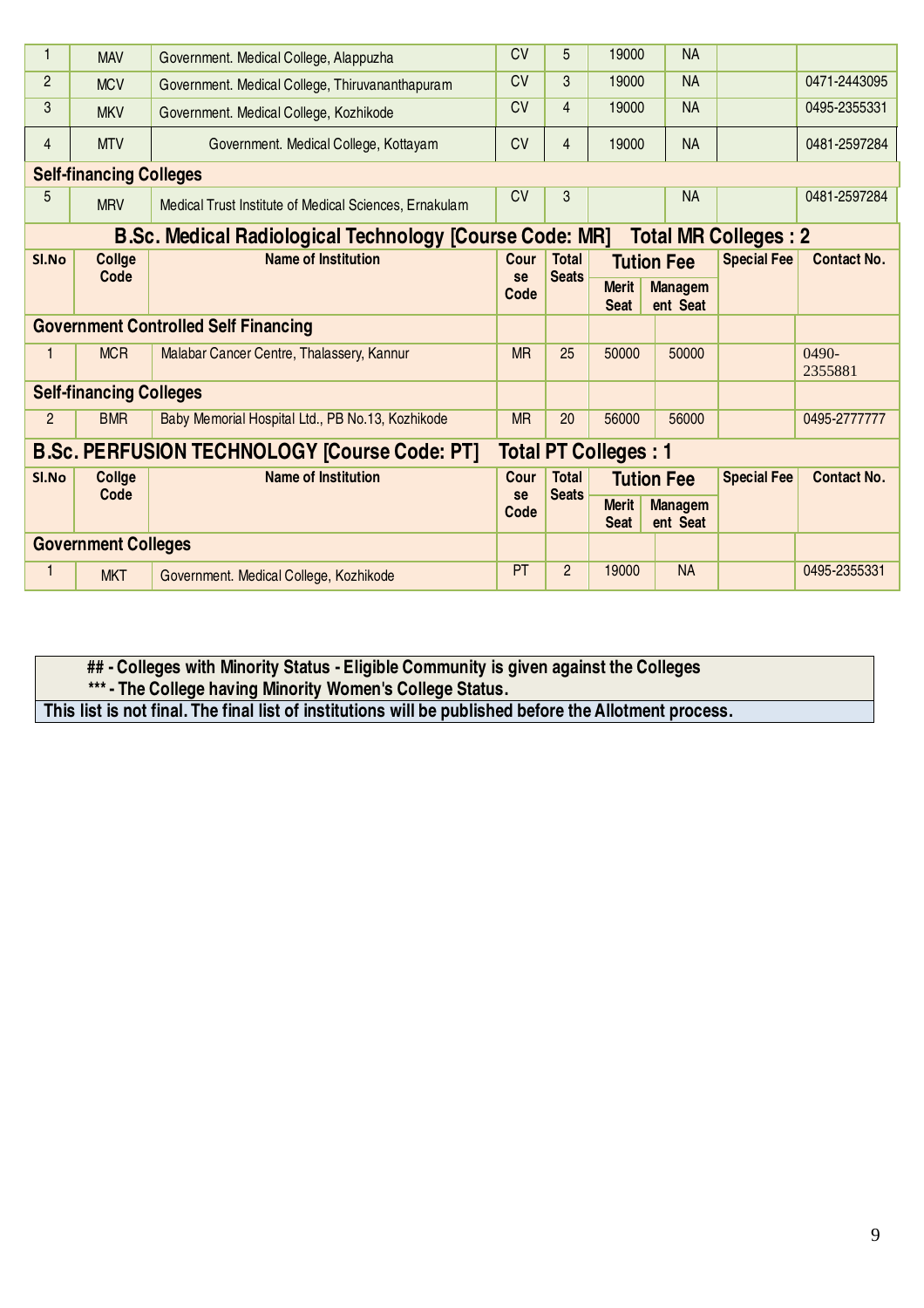| | | | | | | | | |
|---|---|---|---|---|---|---|---|---|
| 1 | MAV | Government. Medical College, Alappuzha | CV | 5 | 19000 | NA | | |
| 2 | MCV | Government. Medical College, Thiruvananthapuram | CV | 3 | 19000 | NA | | 0471-2443095 |
| 3 | MKV | Government. Medical College, Kozhikode | CV | 4 | 19000 | NA | | 0495-2355331 |
| 4 | MTV | Government. Medical College, Kottayam | CV | 4 | 19000 | NA | | 0481-2597284 |
| **Self-financing Colleges** | | | | | | | | |
| 5 | MRV | Medical Trust Institute of Medical Sciences, Ernakulam | CV | 3 | | NA | | 0481-2597284 |

## B.Sc. Medical Radiological Technology [Course Code: MR] Total MR Colleges : 2

| Sl.No | Collge Code | Name of Institution | Course Code | Total Seats | Tution Fee | | Special Fee | Contact No. |
|---|---|---|---|---|---|---|---|---|
| | | | | | Merit Seat | Management Seat | | |
| **Government Controlled Self Financing** | | | | | | | | |
| 1 | MCR | Malabar Cancer Centre, Thalassery, Kannur | MR | 25 | 50000 | 50000 | | 0490-2355881 |
| **Self-financing Colleges** | | | | | | | | |
| 2 | BMR | Baby Memorial Hospital Ltd., PB No.13, Kozhikode | MR | 20 | 56000 | 56000 | | 0495-2777777 |

## B.Sc. PERFUSION TECHNOLOGY [Course Code: PT] Total PT Colleges : 1

| Sl.No | Collge Code | Name of Institution | Course Code | Total Seats | Tution Fee | | Special Fee | Contact No. |
|---|---|---|---|---|---|---|---|---|
| | | | | | Merit Seat | Management Seat | | |
| **Government Colleges** | | | | | | | | |
| 1 | MKT | Government. Medical College, Kozhikode | PT | 2 | 19000 | NA | | 0495-2355331 |

**## - Colleges with Minority Status - Eligible Community is given against the Colleges**
**\*** - The College having Minority Women's College Status.**
**This list is not final. The final list of institutions will be published before the Allotment process.**